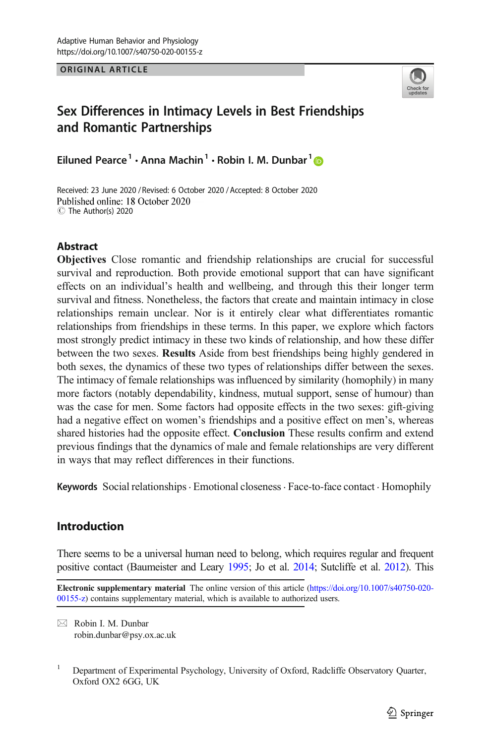ORIGINAL ARTICLE

# Sex Differences in Intimacy Levels in Best Friendships and Romantic Partnerships

**Eiluned Pearce**[1] · **Anna Machin**[1] · **Robin I. M. Dunbar**[1]

Received: 23 June 2020 / Revised: 6 October 2020 / Accepted: 8 October 2020
Published online: 18 October 2020
© The Author(s) 2020

## Abstract

**Objectives** Close romantic and friendship relationships are crucial for successful survival and reproduction. Both provide emotional support that can have significant effects on an individual's health and wellbeing, and through this their longer term survival and fitness. Nonetheless, the factors that create and maintain intimacy in close relationships remain unclear. Nor is it entirely clear what differentiates romantic relationships from friendships in these terms. In this paper, we explore which factors most strongly predict intimacy in these two kinds of relationship, and how these differ between the two sexes. **Results** Aside from best friendships being highly gendered in both sexes, the dynamics of these two types of relationships differ between the sexes. The intimacy of female relationships was influenced by similarity (homophily) in many more factors (notably dependability, kindness, mutual support, sense of humour) than was the case for men. Some factors had opposite effects in the two sexes: gift-giving had a negative effect on women's friendships and a positive effect on men's, whereas shared histories had the opposite effect. **Conclusion** These results confirm and extend previous findings that the dynamics of male and female relationships are very different in ways that may reflect differences in their functions.

**Keywords** Social relationships · Emotional closeness · Face-to-face contact · Homophily

## Introduction

There seems to be a universal human need to belong, which requires regular and frequent positive contact (Baumeister and Leary 1995; Jo et al. 2014; Sutcliffe et al. 2012). This

---

**Electronic supplementary material** The online version of this article (https://doi.org/10.1007/s40750-020-00155-z) contains supplementary material, which is available to authorized users.

✉ Robin I. M. Dunbar
robin.dunbar@psy.ox.ac.uk

[1] Department of Experimental Psychology, University of Oxford, Radcliffe Observatory Quarter, Oxford OX2 6GG, UK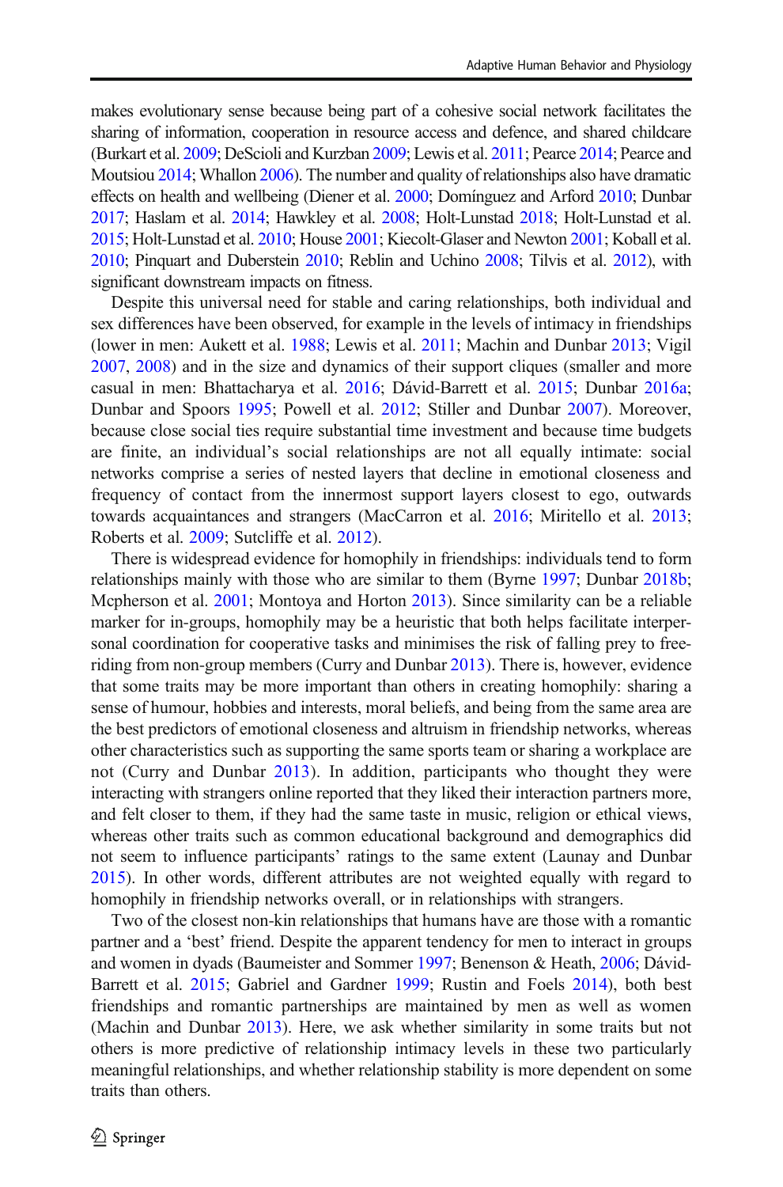makes evolutionary sense because being part of a cohesive social network facilitates the sharing of information, cooperation in resource access and defence, and shared childcare (Burkart et al. 2009; DeScioli and Kurzban 2009; Lewis et al. 2011; Pearce 2014; Pearce and Moutsiou 2014; Whallon 2006). The number and quality of relationships also have dramatic effects on health and wellbeing (Diener et al. 2000; Domínguez and Arford 2010; Dunbar 2017; Haslam et al. 2014; Hawkley et al. 2008; Holt-Lunstad 2018; Holt-Lunstad et al. 2015; Holt-Lunstad et al. 2010; House 2001; Kiecolt-Glaser and Newton 2001; Koball et al. 2010; Pinquart and Duberstein 2010; Reblin and Uchino 2008; Tilvis et al. 2012), with significant downstream impacts on fitness.

Despite this universal need for stable and caring relationships, both individual and sex differences have been observed, for example in the levels of intimacy in friendships (lower in men: Aukett et al. 1988; Lewis et al. 2011; Machin and Dunbar 2013; Vigil 2007, 2008) and in the size and dynamics of their support cliques (smaller and more casual in men: Bhattacharya et al. 2016; Dávid-Barrett et al. 2015; Dunbar 2016a; Dunbar and Spoors 1995; Powell et al. 2012; Stiller and Dunbar 2007). Moreover, because close social ties require substantial time investment and because time budgets are finite, an individual's social relationships are not all equally intimate: social networks comprise a series of nested layers that decline in emotional closeness and frequency of contact from the innermost support layers closest to ego, outwards towards acquaintances and strangers (MacCarron et al. 2016; Miritello et al. 2013; Roberts et al. 2009; Sutcliffe et al. 2012).

There is widespread evidence for homophily in friendships: individuals tend to form relationships mainly with those who are similar to them (Byrne 1997; Dunbar 2018b; Mcpherson et al. 2001; Montoya and Horton 2013). Since similarity can be a reliable marker for in-groups, homophily may be a heuristic that both helps facilitate interpersonal coordination for cooperative tasks and minimises the risk of falling prey to free-riding from non-group members (Curry and Dunbar 2013). There is, however, evidence that some traits may be more important than others in creating homophily: sharing a sense of humour, hobbies and interests, moral beliefs, and being from the same area are the best predictors of emotional closeness and altruism in friendship networks, whereas other characteristics such as supporting the same sports team or sharing a workplace are not (Curry and Dunbar 2013). In addition, participants who thought they were interacting with strangers online reported that they liked their interaction partners more, and felt closer to them, if they had the same taste in music, religion or ethical views, whereas other traits such as common educational background and demographics did not seem to influence participants' ratings to the same extent (Launay and Dunbar 2015). In other words, different attributes are not weighted equally with regard to homophily in friendship networks overall, or in relationships with strangers.

Two of the closest non-kin relationships that humans have are those with a romantic partner and a 'best' friend. Despite the apparent tendency for men to interact in groups and women in dyads (Baumeister and Sommer 1997; Benenson & Heath, 2006; Dávid-Barrett et al. 2015; Gabriel and Gardner 1999; Rustin and Foels 2014), both best friendships and romantic partnerships are maintained by men as well as women (Machin and Dunbar 2013). Here, we ask whether similarity in some traits but not others is more predictive of relationship intimacy levels in these two particularly meaningful relationships, and whether relationship stability is more dependent on some traits than others.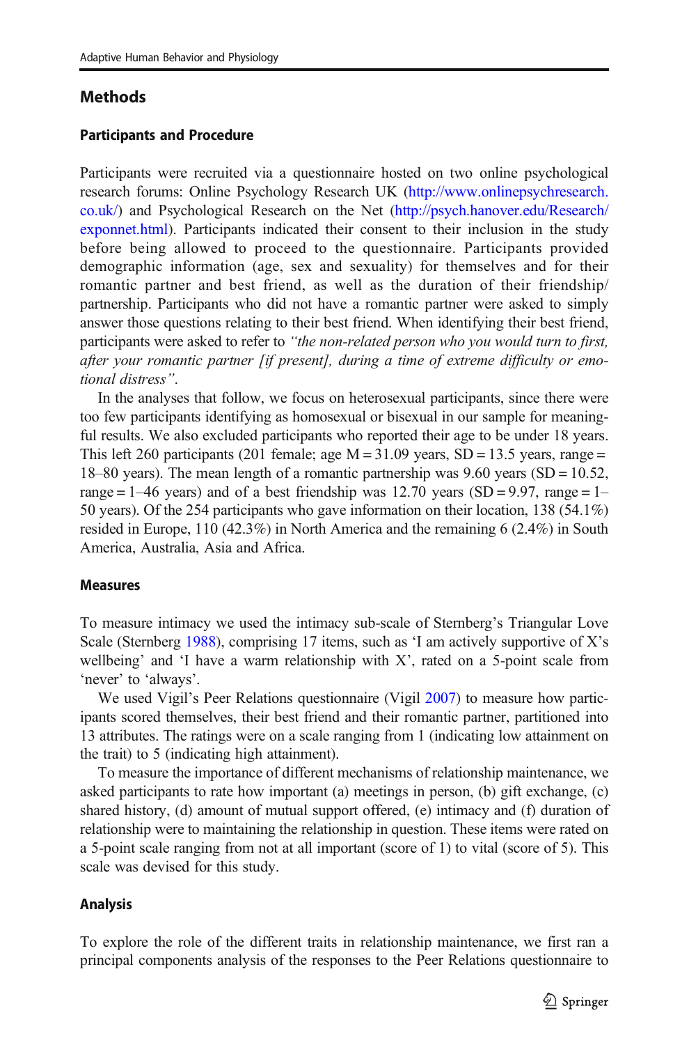## Methods

### Participants and Procedure

Participants were recruited via a questionnaire hosted on two online psychological research forums: Online Psychology Research UK (http://www.onlinepsychresearch.co.uk/) and Psychological Research on the Net (http://psych.hanover.edu/Research/exponnet.html). Participants indicated their consent to their inclusion in the study before being allowed to proceed to the questionnaire. Participants provided demographic information (age, sex and sexuality) for themselves and for their romantic partner and best friend, as well as the duration of their friendship/partnership. Participants who did not have a romantic partner were asked to simply answer those questions relating to their best friend. When identifying their best friend, participants were asked to refer to *"the non-related person who you would turn to first, after your romantic partner [if present], during a time of extreme difficulty or emotional distress"*.

In the analyses that follow, we focus on heterosexual participants, since there were too few participants identifying as homosexual or bisexual in our sample for meaningful results. We also excluded participants who reported their age to be under 18 years. This left 260 participants (201 female; age M = 31.09 years, SD = 13.5 years, range = 18–80 years). The mean length of a romantic partnership was 9.60 years (SD = 10.52, range = 1–46 years) and of a best friendship was 12.70 years (SD = 9.97, range = 1–50 years). Of the 254 participants who gave information on their location, 138 (54.1%) resided in Europe, 110 (42.3%) in North America and the remaining 6 (2.4%) in South America, Australia, Asia and Africa.

### Measures

To measure intimacy we used the intimacy sub-scale of Sternberg's Triangular Love Scale (Sternberg 1988), comprising 17 items, such as 'I am actively supportive of X's wellbeing' and 'I have a warm relationship with X', rated on a 5-point scale from 'never' to 'always'.

We used Vigil's Peer Relations questionnaire (Vigil 2007) to measure how participants scored themselves, their best friend and their romantic partner, partitioned into 13 attributes. The ratings were on a scale ranging from 1 (indicating low attainment on the trait) to 5 (indicating high attainment).

To measure the importance of different mechanisms of relationship maintenance, we asked participants to rate how important (a) meetings in person, (b) gift exchange, (c) shared history, (d) amount of mutual support offered, (e) intimacy and (f) duration of relationship were to maintaining the relationship in question. These items were rated on a 5-point scale ranging from not at all important (score of 1) to vital (score of 5). This scale was devised for this study.

### Analysis

To explore the role of the different traits in relationship maintenance, we first ran a principal components analysis of the responses to the Peer Relations questionnaire to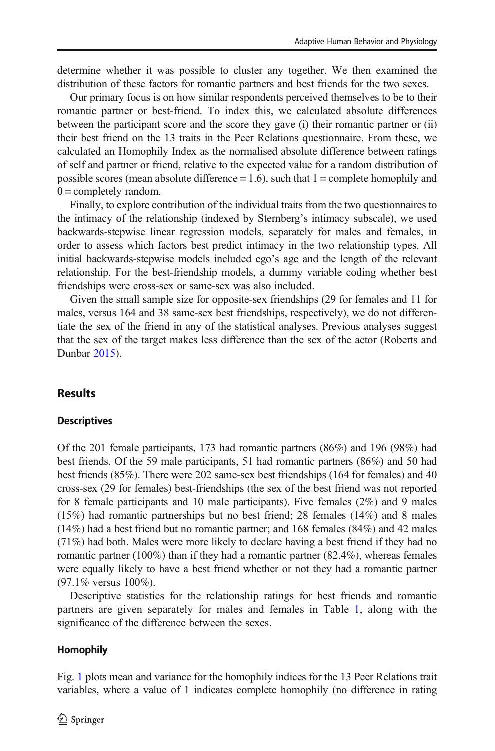determine whether it was possible to cluster any together. We then examined the distribution of these factors for romantic partners and best friends for the two sexes.

Our primary focus is on how similar respondents perceived themselves to be to their romantic partner or best-friend. To index this, we calculated absolute differences between the participant score and the score they gave (i) their romantic partner or (ii) their best friend on the 13 traits in the Peer Relations questionnaire. From these, we calculated an Homophily Index as the normalised absolute difference between ratings of self and partner or friend, relative to the expected value for a random distribution of possible scores (mean absolute difference = 1.6), such that 1 = complete homophily and 0 = completely random.

Finally, to explore contribution of the individual traits from the two questionnaires to the intimacy of the relationship (indexed by Sternberg's intimacy subscale), we used backwards-stepwise linear regression models, separately for males and females, in order to assess which factors best predict intimacy in the two relationship types. All initial backwards-stepwise models included ego's age and the length of the relevant relationship. For the best-friendship models, a dummy variable coding whether best friendships were cross-sex or same-sex was also included.

Given the small sample size for opposite-sex friendships (29 for females and 11 for males, versus 164 and 38 same-sex best friendships, respectively), we do not differentiate the sex of the friend in any of the statistical analyses. Previous analyses suggest that the sex of the target makes less difference than the sex of the actor (Roberts and Dunbar 2015).

## Results

### Descriptives

Of the 201 female participants, 173 had romantic partners (86%) and 196 (98%) had best friends. Of the 59 male participants, 51 had romantic partners (86%) and 50 had best friends (85%). There were 202 same-sex best friendships (164 for females) and 40 cross-sex (29 for females) best-friendships (the sex of the best friend was not reported for 8 female participants and 10 male participants). Five females (2%) and 9 males (15%) had romantic partnerships but no best friend; 28 females (14%) and 8 males (14%) had a best friend but no romantic partner; and 168 females (84%) and 42 males (71%) had both. Males were more likely to declare having a best friend if they had no romantic partner (100%) than if they had a romantic partner (82.4%), whereas females were equally likely to have a best friend whether or not they had a romantic partner (97.1% versus 100%).

Descriptive statistics for the relationship ratings for best friends and romantic partners are given separately for males and females in Table 1, along with the significance of the difference between the sexes.

### Homophily

Fig. 1 plots mean and variance for the homophily indices for the 13 Peer Relations trait variables, where a value of 1 indicates complete homophily (no difference in rating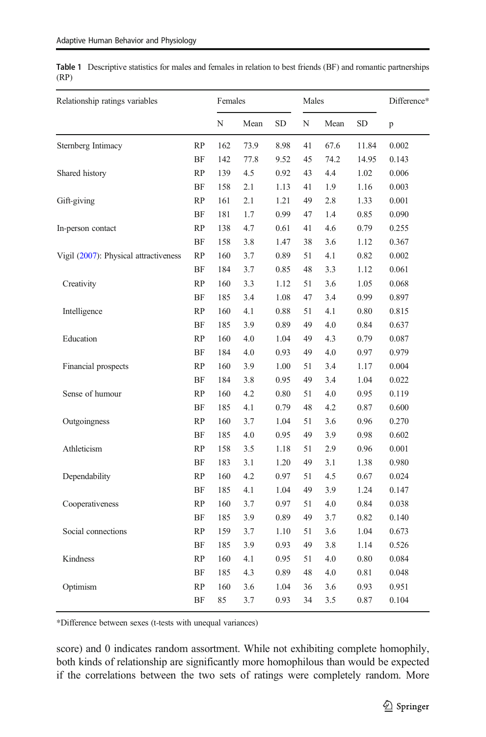**Table 1** Descriptive statistics for males and females in relation to best friends (BF) and romantic partnerships (RP)

| Relationship ratings variables | | Females | | | Males | | | Difference* |
|---|---|---|---|---|---|---|---|---|
| | | N | Mean | SD | N | Mean | SD | p |
| Sternberg Intimacy | RP | 162 | 73.9 | 8.98 | 41 | 67.6 | 11.84 | 0.002 |
| | BF | 142 | 77.8 | 9.52 | 45 | 74.2 | 14.95 | 0.143 |
| Shared history | RP | 139 | 4.5 | 0.92 | 43 | 4.4 | 1.02 | 0.006 |
| | BF | 158 | 2.1 | 1.13 | 41 | 1.9 | 1.16 | 0.003 |
| Gift-giving | RP | 161 | 2.1 | 1.21 | 49 | 2.8 | 1.33 | 0.001 |
| | BF | 181 | 1.7 | 0.99 | 47 | 1.4 | 0.85 | 0.090 |
| In-person contact | RP | 138 | 4.7 | 0.61 | 41 | 4.6 | 0.79 | 0.255 |
| | BF | 158 | 3.8 | 1.47 | 38 | 3.6 | 1.12 | 0.367 |
| Vigil (2007): Physical attractiveness | RP | 160 | 3.7 | 0.89 | 51 | 4.1 | 0.82 | 0.002 |
| | BF | 184 | 3.7 | 0.85 | 48 | 3.3 | 1.12 | 0.061 |
| Creativity | RP | 160 | 3.3 | 1.12 | 51 | 3.6 | 1.05 | 0.068 |
| | BF | 185 | 3.4 | 1.08 | 47 | 3.4 | 0.99 | 0.897 |
| Intelligence | RP | 160 | 4.1 | 0.88 | 51 | 4.1 | 0.80 | 0.815 |
| | BF | 185 | 3.9 | 0.89 | 49 | 4.0 | 0.84 | 0.637 |
| Education | RP | 160 | 4.0 | 1.04 | 49 | 4.3 | 0.79 | 0.087 |
| | BF | 184 | 4.0 | 0.93 | 49 | 4.0 | 0.97 | 0.979 |
| Financial prospects | RP | 160 | 3.9 | 1.00 | 51 | 3.4 | 1.17 | 0.004 |
| | BF | 184 | 3.8 | 0.95 | 49 | 3.4 | 1.04 | 0.022 |
| Sense of humour | RP | 160 | 4.2 | 0.80 | 51 | 4.0 | 0.95 | 0.119 |
| | BF | 185 | 4.1 | 0.79 | 48 | 4.2 | 0.87 | 0.600 |
| Outgoingness | RP | 160 | 3.7 | 1.04 | 51 | 3.6 | 0.96 | 0.270 |
| | BF | 185 | 4.0 | 0.95 | 49 | 3.9 | 0.98 | 0.602 |
| Athleticism | RP | 158 | 3.5 | 1.18 | 51 | 2.9 | 0.96 | 0.001 |
| | BF | 183 | 3.1 | 1.20 | 49 | 3.1 | 1.38 | 0.980 |
| Dependability | RP | 160 | 4.2 | 0.97 | 51 | 4.5 | 0.67 | 0.024 |
| | BF | 185 | 4.1 | 1.04 | 49 | 3.9 | 1.24 | 0.147 |
| Cooperativeness | RP | 160 | 3.7 | 0.97 | 51 | 4.0 | 0.84 | 0.038 |
| | BF | 185 | 3.9 | 0.89 | 49 | 3.7 | 0.82 | 0.140 |
| Social connections | RP | 159 | 3.7 | 1.10 | 51 | 3.6 | 1.04 | 0.673 |
| | BF | 185 | 3.9 | 0.93 | 49 | 3.8 | 1.14 | 0.526 |
| Kindness | RP | 160 | 4.1 | 0.95 | 51 | 4.0 | 0.80 | 0.084 |
| | BF | 185 | 4.3 | 0.89 | 48 | 4.0 | 0.81 | 0.048 |
| Optimism | RP | 160 | 3.6 | 1.04 | 36 | 3.6 | 0.93 | 0.951 |
| | BF | 85 | 3.7 | 0.93 | 34 | 3.5 | 0.87 | 0.104 |

*Difference between sexes (t-tests with unequal variances)

score) and 0 indicates random assortment. While not exhibiting complete homophily, both kinds of relationship are significantly more homophilous than would be expected if the correlations between the two sets of ratings were completely random. More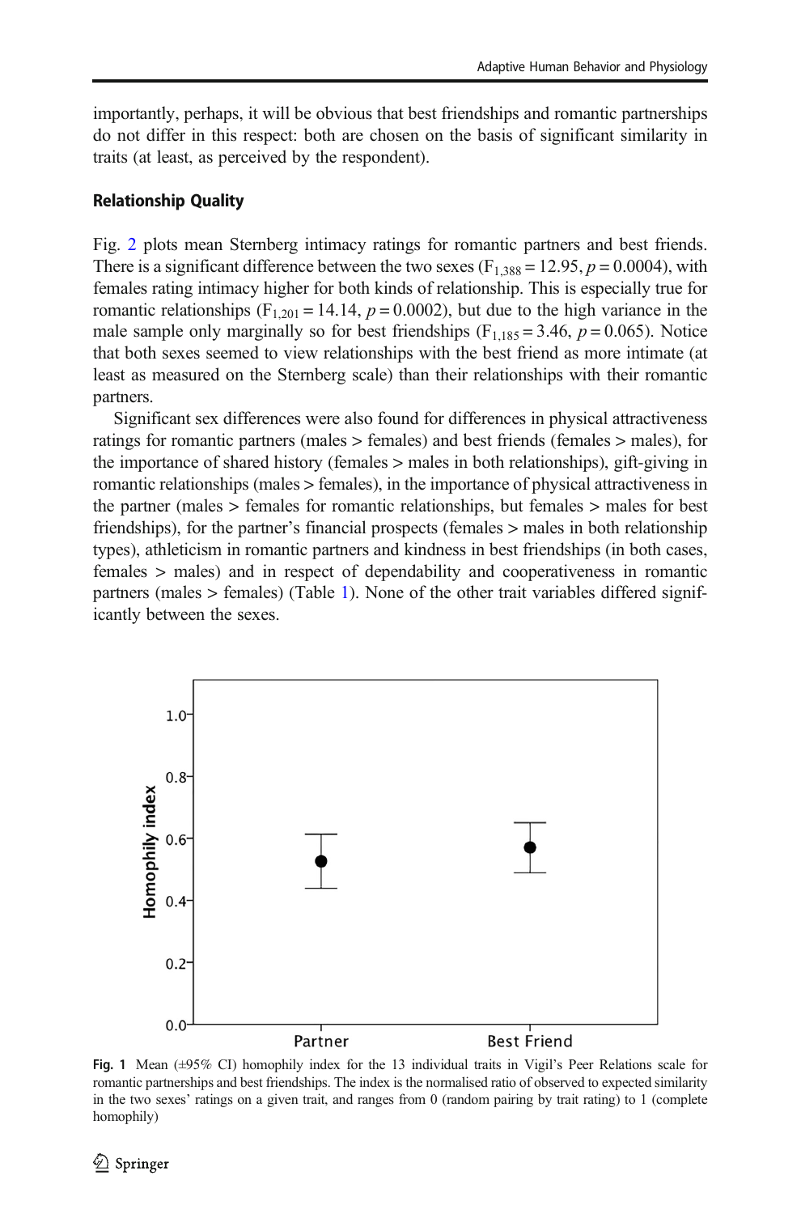importantly, perhaps, it will be obvious that best friendships and romantic partnerships do not differ in this respect: both are chosen on the basis of significant similarity in traits (at least, as perceived by the respondent).

### Relationship Quality

Fig. 2 plots mean Sternberg intimacy ratings for romantic partners and best friends. There is a significant difference between the two sexes ($F_{1,388} = 12.95$, $p = 0.0004$), with females rating intimacy higher for both kinds of relationship. This is especially true for romantic relationships ($F_{1,201} = 14.14$, $p = 0.0002$), but due to the high variance in the male sample only marginally so for best friendships ($F_{1,185} = 3.46$, $p = 0.065$). Notice that both sexes seemed to view relationships with the best friend as more intimate (at least as measured on the Sternberg scale) than their relationships with their romantic partners.

Significant sex differences were also found for differences in physical attractiveness ratings for romantic partners (males > females) and best friends (females > males), for the importance of shared history (females > males in both relationships), gift-giving in romantic relationships (males > females), in the importance of physical attractiveness in the partner (males > females for romantic relationships, but females > males for best friendships), for the partner's financial prospects (females > males in both relationship types), athleticism in romantic partners and kindness in best friendships (in both cases, females > males) and in respect of dependability and cooperativeness in romantic partners (males > females) (Table 1). None of the other trait variables differed significantly between the sexes.

**Fig. 1** Mean (±95% CI) homophily index for the 13 individual traits in Vigil's Peer Relations scale for romantic partnerships and best friendships. The index is the normalised ratio of observed to expected similarity in the two sexes' ratings on a given trait, and ranges from 0 (random pairing by trait rating) to 1 (complete homophily)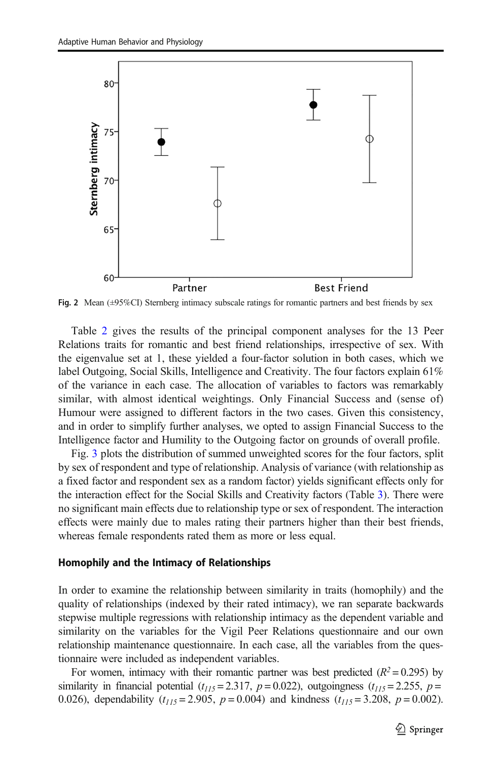Fig. 2 Mean (±95%CI) Sternberg intimacy subscale ratings for romantic partners and best friends by sex

Table 2 gives the results of the principal component analyses for the 13 Peer Relations traits for romantic and best friend relationships, irrespective of sex. With the eigenvalue set at 1, these yielded a four-factor solution in both cases, which we label Outgoing, Social Skills, Intelligence and Creativity. The four factors explain 61% of the variance in each case. The allocation of variables to factors was remarkably similar, with almost identical weightings. Only Financial Success and (sense of) Humour were assigned to different factors in the two cases. Given this consistency, and in order to simplify further analyses, we opted to assign Financial Success to the Intelligence factor and Humility to the Outgoing factor on grounds of overall profile.

Fig. 3 plots the distribution of summed unweighted scores for the four factors, split by sex of respondent and type of relationship. Analysis of variance (with relationship as a fixed factor and respondent sex as a random factor) yields significant effects only for the interaction effect for the Social Skills and Creativity factors (Table 3). There were no significant main effects due to relationship type or sex of respondent. The interaction effects were mainly due to males rating their partners higher than their best friends, whereas female respondents rated them as more or less equal.

### Homophily and the Intimacy of Relationships

In order to examine the relationship between similarity in traits (homophily) and the quality of relationships (indexed by their rated intimacy), we ran separate backwards stepwise multiple regressions with relationship intimacy as the dependent variable and similarity on the variables for the Vigil Peer Relations questionnaire and our own relationship maintenance questionnaire. In each case, all the variables from the questionnaire were included as independent variables.

For women, intimacy with their romantic partner was best predicted ($R^2 = 0.295$) by similarity in financial potential ($t_{115} = 2.317$, $p = 0.022$), outgoingness ($t_{115} = 2.255$, $p = 0.026$), dependability ($t_{115} = 2.905$, $p = 0.004$) and kindness ($t_{115} = 3.208$, $p = 0.002$).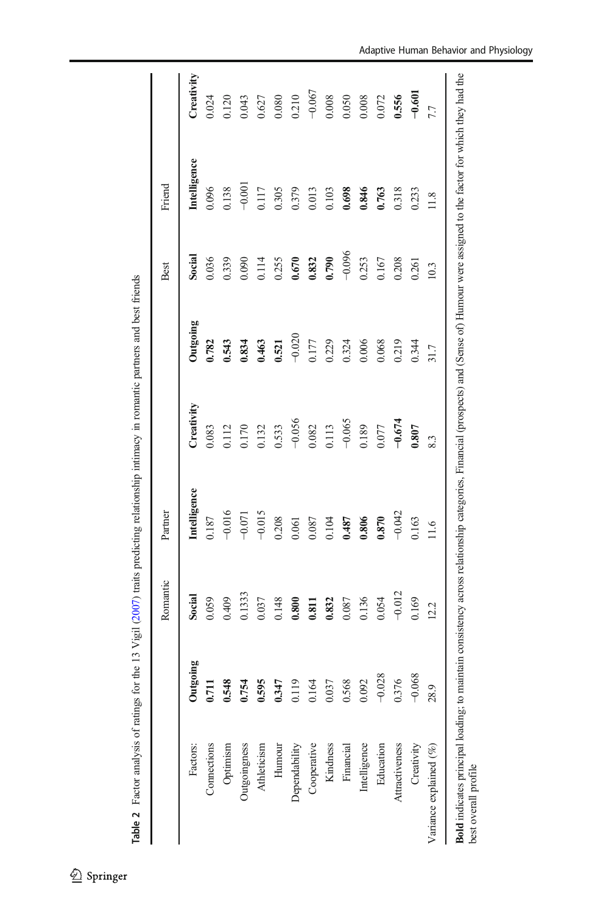**Table 2** Factor analysis of ratings for the 13 Vigil (2007) traits predicting relationship intimacy in romantic partners and best friends

| | Romantic | Partner | | | Best | Friend | | |
|---|---|---|---|---|---|---|---|---|
| Factors: | **Outgoing** | **Social** | **Intelligence** | **Creativity** | **Outgoing** | **Social** | **Intelligence** | **Creativity** |
| Connections | **0.711** | 0.059 | 0.187 | 0.083 | **0.782** | 0.036 | 0.096 | 0.024 |
| Optimism | **0.548** | 0.409 | −0.016 | 0.112 | **0.543** | 0.339 | 0.138 | 0.120 |
| Outgoingness | **0.754** | 0.1333 | −0.071 | 0.170 | **0.834** | 0.090 | −0.001 | 0.043 |
| Athleticism | **0.595** | 0.037 | −0.015 | 0.132 | **0.463** | 0.114 | 0.117 | 0.627 |
| Humour | **0.347** | 0.148 | 0.208 | 0.533 | **0.521** | 0.255 | 0.305 | 0.080 |
| Dependability | 0.119 | **0.800** | 0.061 | −0.056 | −0.020 | **0.670** | 0.379 | 0.210 |
| Cooperative | 0.164 | **0.811** | 0.087 | 0.082 | 0.177 | **0.832** | 0.013 | −0.067 |
| Kindness | 0.037 | **0.832** | 0.104 | 0.113 | 0.229 | **0.790** | 0.103 | 0.008 |
| Financial | 0.568 | 0.087 | **0.487** | −0.065 | 0.324 | −0.096 | **0.698** | 0.050 |
| Intelligence | 0.092 | 0.136 | **0.806** | 0.189 | 0.006 | 0.253 | **0.846** | 0.008 |
| Education | −0.028 | 0.054 | **0.870** | 0.077 | 0.068 | 0.167 | **0.763** | 0.072 |
| Attractiveness | 0.376 | −0.012 | −0.042 | **−0.674** | 0.219 | 0.208 | 0.318 | **0.556** |
| Creativity | −0.068 | 0.169 | 0.163 | **0.807** | 0.344 | 0.261 | 0.233 | **−0.601** |
| Variance explained (%) | 28.9 | 12.2 | 11.6 | 8.3 | 31.7 | 10.3 | 11.8 | 7.7 |

**Bold** indicates principal loading; to maintain consistency across relationship categories, Financial (prospects) and (Sense of) Humour were assigned to the factor for which they had the best overall profile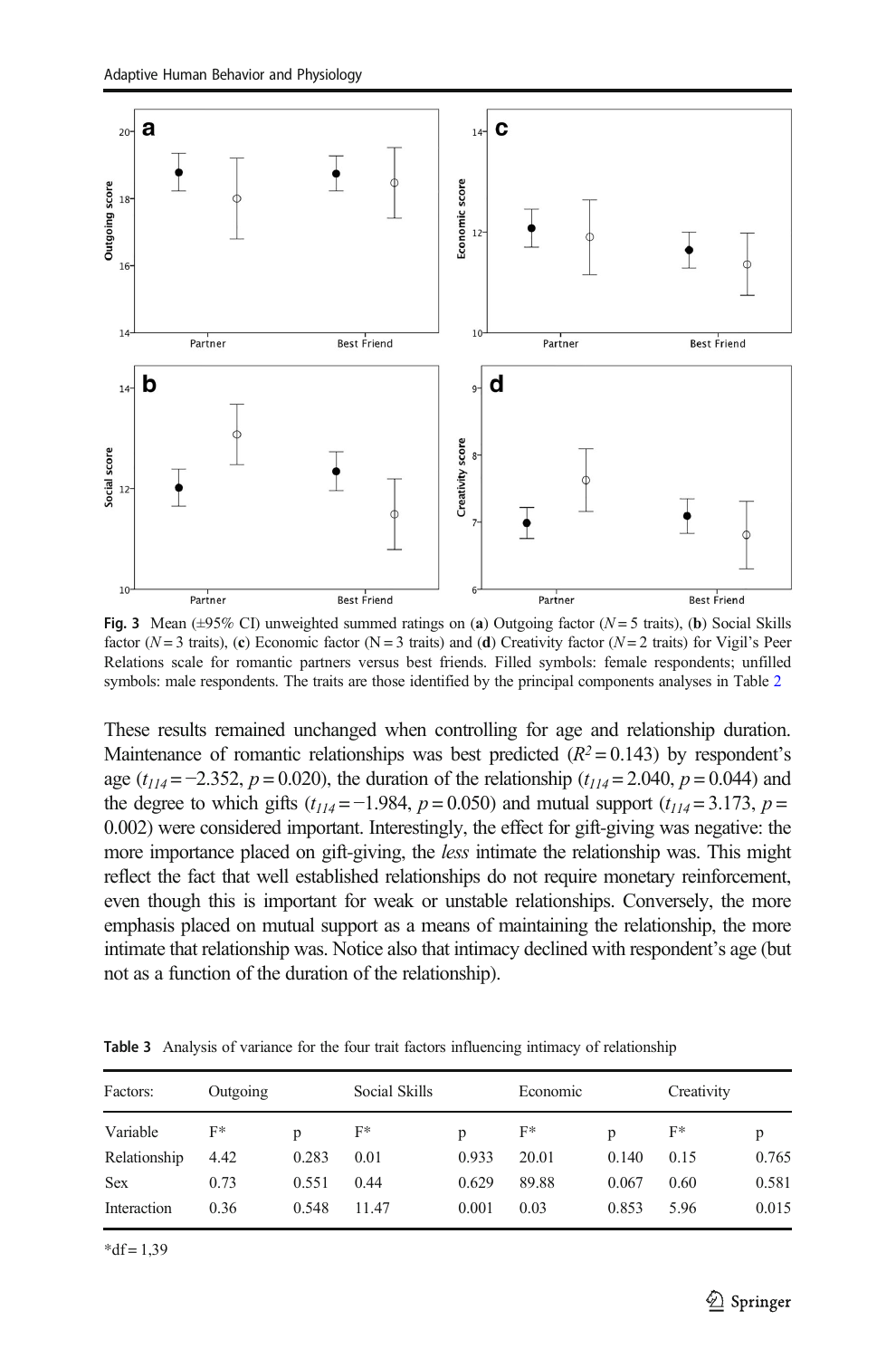Fig. 3 Mean (±95% CI) unweighted summed ratings on (**a**) Outgoing factor ($N = 5$ traits), (**b**) Social Skills factor ($N = 3$ traits), (**c**) Economic factor (N = 3 traits) and (**d**) Creativity factor ($N = 2$ traits) for Vigil's Peer Relations scale for romantic partners versus best friends. Filled symbols: female respondents; unfilled symbols: male respondents. The traits are those identified by the principal components analyses in Table 2

These results remained unchanged when controlling for age and relationship duration. Maintenance of romantic relationships was best predicted ($R^2 = 0.143$) by respondent's age ($t_{114} = -2.352$, $p = 0.020$), the duration of the relationship ($t_{114} = 2.040$, $p = 0.044$) and the degree to which gifts ($t_{114} = -1.984$, $p = 0.050$) and mutual support ($t_{114} = 3.173$, $p = 0.002$) were considered important. Interestingly, the effect for gift-giving was negative: the more importance placed on gift-giving, the *less* intimate the relationship was. This might reflect the fact that well established relationships do not require monetary reinforcement, even though this is important for weak or unstable relationships. Conversely, the more emphasis placed on mutual support as a means of maintaining the relationship, the more intimate that relationship was. Notice also that intimacy declined with respondent's age (but not as a function of the duration of the relationship).

**Table 3** Analysis of variance for the four trait factors influencing intimacy of relationship

| Factors: | Outgoing | | Social Skills | | Economic | | Creativity | |
|---|---|---|---|---|---|---|---|---|
| Variable | F* | p | F* | p | F* | p | F* | p |
| Relationship | 4.42 | 0.283 | 0.01 | 0.933 | 20.01 | 0.140 | 0.15 | 0.765 |
| Sex | 0.73 | 0.551 | 0.44 | 0.629 | 89.88 | 0.067 | 0.60 | 0.581 |
| Interaction | 0.36 | 0.548 | 11.47 | 0.001 | 0.03 | 0.853 | 5.96 | 0.015 |

*df = 1,39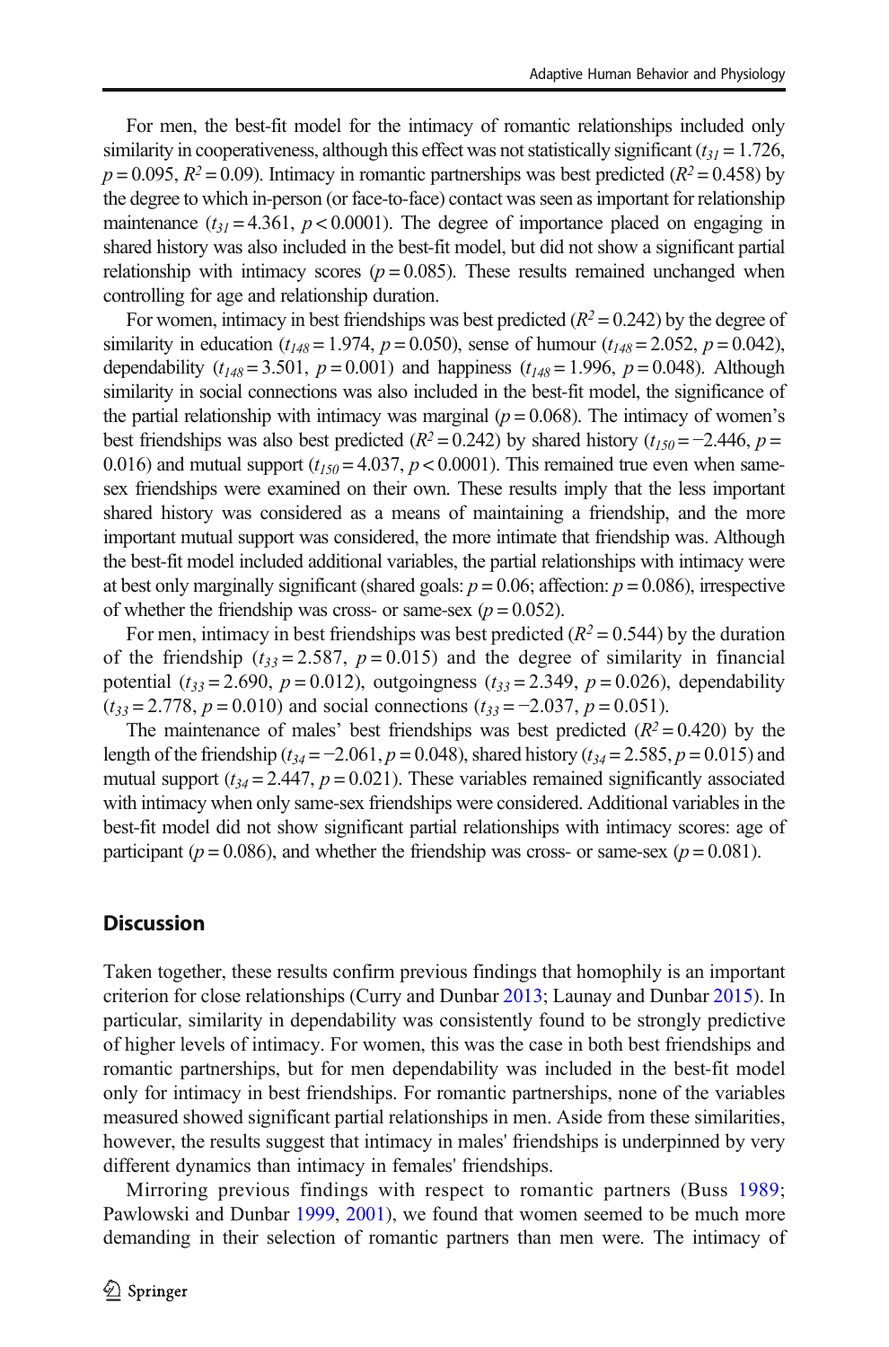For men, the best-fit model for the intimacy of romantic relationships included only similarity in cooperativeness, although this effect was not statistically significant ($t_{31} = 1.726$, $p = 0.095$, $R^2 = 0.09$). Intimacy in romantic partnerships was best predicted ($R^2 = 0.458$) by the degree to which in-person (or face-to-face) contact was seen as important for relationship maintenance ($t_{31} = 4.361$, $p < 0.0001$). The degree of importance placed on engaging in shared history was also included in the best-fit model, but did not show a significant partial relationship with intimacy scores ($p = 0.085$). These results remained unchanged when controlling for age and relationship duration.

For women, intimacy in best friendships was best predicted ($R^2 = 0.242$) by the degree of similarity in education ($t_{148} = 1.974$, $p = 0.050$), sense of humour ($t_{148} = 2.052$, $p = 0.042$), dependability ($t_{148} = 3.501$, $p = 0.001$) and happiness ($t_{148} = 1.996$, $p = 0.048$). Although similarity in social connections was also included in the best-fit model, the significance of the partial relationship with intimacy was marginal ($p = 0.068$). The intimacy of women's best friendships was also best predicted ($R^2 = 0.242$) by shared history ($t_{150} = -2.446$, $p = 0.016$) and mutual support ($t_{150} = 4.037$, $p < 0.0001$). This remained true even when same-sex friendships were examined on their own. These results imply that the less important shared history was considered as a means of maintaining a friendship, and the more important mutual support was considered, the more intimate that friendship was. Although the best-fit model included additional variables, the partial relationships with intimacy were at best only marginally significant (shared goals: $p = 0.06$; affection: $p = 0.086$), irrespective of whether the friendship was cross- or same-sex ($p = 0.052$).

For men, intimacy in best friendships was best predicted ($R^2 = 0.544$) by the duration of the friendship ($t_{33} = 2.587$, $p = 0.015$) and the degree of similarity in financial potential ($t_{33} = 2.690$, $p = 0.012$), outgoingness ($t_{33} = 2.349$, $p = 0.026$), dependability ($t_{33} = 2.778$, $p = 0.010$) and social connections ($t_{33} = -2.037$, $p = 0.051$).

The maintenance of males' best friendships was best predicted ($R^2 = 0.420$) by the length of the friendship ($t_{34} = -2.061$, $p = 0.048$), shared history ($t_{34} = 2.585$, $p = 0.015$) and mutual support ($t_{34} = 2.447$, $p = 0.021$). These variables remained significantly associated with intimacy when only same-sex friendships were considered. Additional variables in the best-fit model did not show significant partial relationships with intimacy scores: age of participant ($p = 0.086$), and whether the friendship was cross- or same-sex ($p = 0.081$).

## Discussion

Taken together, these results confirm previous findings that homophily is an important criterion for close relationships (Curry and Dunbar 2013; Launay and Dunbar 2015). In particular, similarity in dependability was consistently found to be strongly predictive of higher levels of intimacy. For women, this was the case in both best friendships and romantic partnerships, but for men dependability was included in the best-fit model only for intimacy in best friendships. For romantic partnerships, none of the variables measured showed significant partial relationships in men. Aside from these similarities, however, the results suggest that intimacy in males' friendships is underpinned by very different dynamics than intimacy in females' friendships.

Mirroring previous findings with respect to romantic partners (Buss 1989; Pawlowski and Dunbar 1999, 2001), we found that women seemed to be much more demanding in their selection of romantic partners than men were. The intimacy of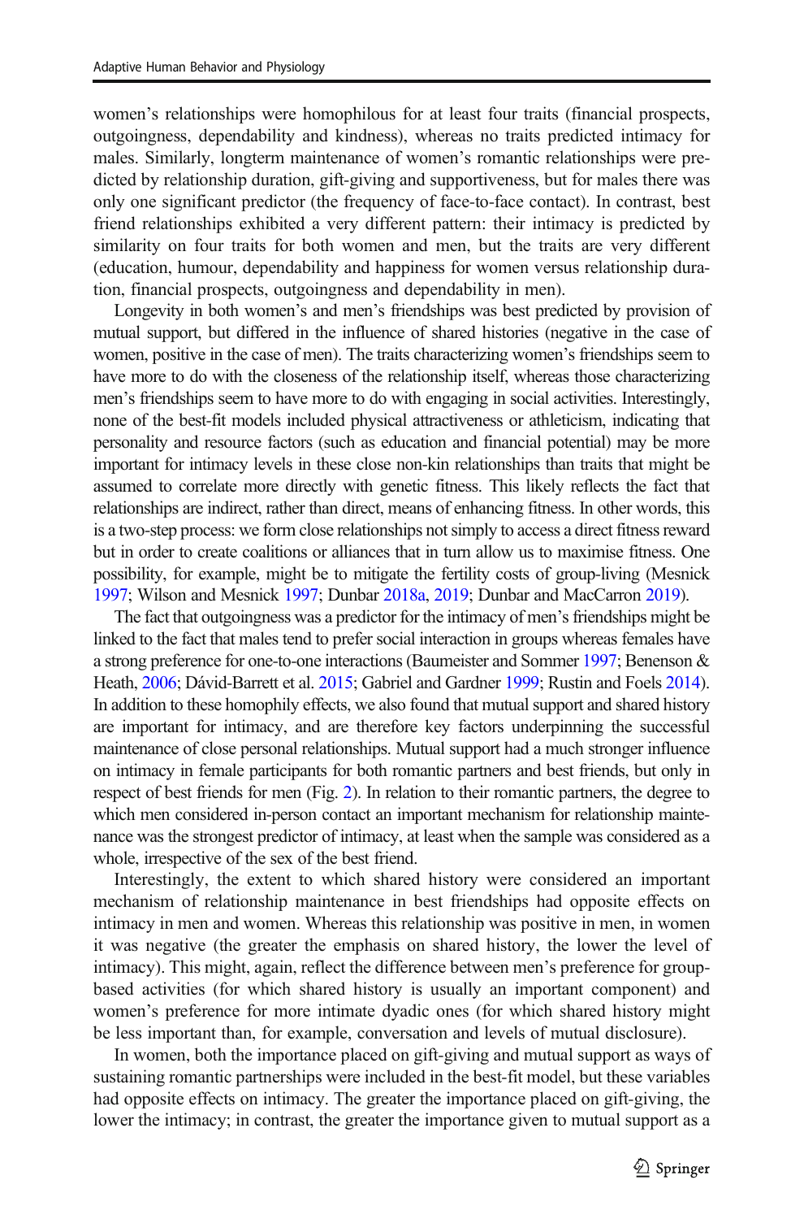women's relationships were homophilous for at least four traits (financial prospects, outgoingness, dependability and kindness), whereas no traits predicted intimacy for males. Similarly, longterm maintenance of women's romantic relationships were predicted by relationship duration, gift-giving and supportiveness, but for males there was only one significant predictor (the frequency of face-to-face contact). In contrast, best friend relationships exhibited a very different pattern: their intimacy is predicted by similarity on four traits for both women and men, but the traits are very different (education, humour, dependability and happiness for women versus relationship duration, financial prospects, outgoingness and dependability in men).

Longevity in both women's and men's friendships was best predicted by provision of mutual support, but differed in the influence of shared histories (negative in the case of women, positive in the case of men). The traits characterizing women's friendships seem to have more to do with the closeness of the relationship itself, whereas those characterizing men's friendships seem to have more to do with engaging in social activities. Interestingly, none of the best-fit models included physical attractiveness or athleticism, indicating that personality and resource factors (such as education and financial potential) may be more important for intimacy levels in these close non-kin relationships than traits that might be assumed to correlate more directly with genetic fitness. This likely reflects the fact that relationships are indirect, rather than direct, means of enhancing fitness. In other words, this is a two-step process: we form close relationships not simply to access a direct fitness reward but in order to create coalitions or alliances that in turn allow us to maximise fitness. One possibility, for example, might be to mitigate the fertility costs of group-living (Mesnick 1997; Wilson and Mesnick 1997; Dunbar 2018a, 2019; Dunbar and MacCarron 2019).

The fact that outgoingness was a predictor for the intimacy of men's friendships might be linked to the fact that males tend to prefer social interaction in groups whereas females have a strong preference for one-to-one interactions (Baumeister and Sommer 1997; Benenson & Heath, 2006; Dávid-Barrett et al. 2015; Gabriel and Gardner 1999; Rustin and Foels 2014). In addition to these homophily effects, we also found that mutual support and shared history are important for intimacy, and are therefore key factors underpinning the successful maintenance of close personal relationships. Mutual support had a much stronger influence on intimacy in female participants for both romantic partners and best friends, but only in respect of best friends for men (Fig. 2). In relation to their romantic partners, the degree to which men considered in-person contact an important mechanism for relationship maintenance was the strongest predictor of intimacy, at least when the sample was considered as a whole, irrespective of the sex of the best friend.

Interestingly, the extent to which shared history were considered an important mechanism of relationship maintenance in best friendships had opposite effects on intimacy in men and women. Whereas this relationship was positive in men, in women it was negative (the greater the emphasis on shared history, the lower the level of intimacy). This might, again, reflect the difference between men's preference for group-based activities (for which shared history is usually an important component) and women's preference for more intimate dyadic ones (for which shared history might be less important than, for example, conversation and levels of mutual disclosure).

In women, both the importance placed on gift-giving and mutual support as ways of sustaining romantic partnerships were included in the best-fit model, but these variables had opposite effects on intimacy. The greater the importance placed on gift-giving, the lower the intimacy; in contrast, the greater the importance given to mutual support as a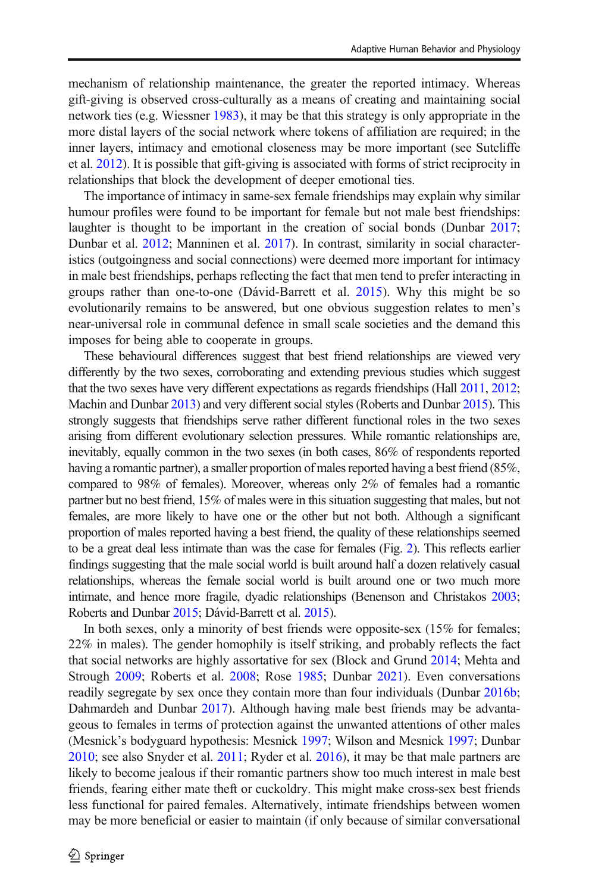mechanism of relationship maintenance, the greater the reported intimacy. Whereas gift-giving is observed cross-culturally as a means of creating and maintaining social network ties (e.g. Wiessner 1983), it may be that this strategy is only appropriate in the more distal layers of the social network where tokens of affiliation are required; in the inner layers, intimacy and emotional closeness may be more important (see Sutcliffe et al. 2012). It is possible that gift-giving is associated with forms of strict reciprocity in relationships that block the development of deeper emotional ties.

The importance of intimacy in same-sex female friendships may explain why similar humour profiles were found to be important for female but not male best friendships: laughter is thought to be important in the creation of social bonds (Dunbar 2017; Dunbar et al. 2012; Manninen et al. 2017). In contrast, similarity in social characteristics (outgoingness and social connections) were deemed more important for intimacy in male best friendships, perhaps reflecting the fact that men tend to prefer interacting in groups rather than one-to-one (Dávid-Barrett et al. 2015). Why this might be so evolutionarily remains to be answered, but one obvious suggestion relates to men's near-universal role in communal defence in small scale societies and the demand this imposes for being able to cooperate in groups.

These behavioural differences suggest that best friend relationships are viewed very differently by the two sexes, corroborating and extending previous studies which suggest that the two sexes have very different expectations as regards friendships (Hall 2011, 2012; Machin and Dunbar 2013) and very different social styles (Roberts and Dunbar 2015). This strongly suggests that friendships serve rather different functional roles in the two sexes arising from different evolutionary selection pressures. While romantic relationships are, inevitably, equally common in the two sexes (in both cases, 86% of respondents reported having a romantic partner), a smaller proportion of males reported having a best friend (85%, compared to 98% of females). Moreover, whereas only 2% of females had a romantic partner but no best friend, 15% of males were in this situation suggesting that males, but not females, are more likely to have one or the other but not both. Although a significant proportion of males reported having a best friend, the quality of these relationships seemed to be a great deal less intimate than was the case for females (Fig. 2). This reflects earlier findings suggesting that the male social world is built around half a dozen relatively casual relationships, whereas the female social world is built around one or two much more intimate, and hence more fragile, dyadic relationships (Benenson and Christakos 2003; Roberts and Dunbar 2015; Dávid-Barrett et al. 2015).

In both sexes, only a minority of best friends were opposite-sex (15% for females; 22% in males). The gender homophily is itself striking, and probably reflects the fact that social networks are highly assortative for sex (Block and Grund 2014; Mehta and Strough 2009; Roberts et al. 2008; Rose 1985; Dunbar 2021). Even conversations readily segregate by sex once they contain more than four individuals (Dunbar 2016b; Dahmardeh and Dunbar 2017). Although having male best friends may be advantageous to females in terms of protection against the unwanted attentions of other males (Mesnick's bodyguard hypothesis: Mesnick 1997; Wilson and Mesnick 1997; Dunbar 2010; see also Snyder et al. 2011; Ryder et al. 2016), it may be that male partners are likely to become jealous if their romantic partners show too much interest in male best friends, fearing either mate theft or cuckoldry. This might make cross-sex best friends less functional for paired females. Alternatively, intimate friendships between women may be more beneficial or easier to maintain (if only because of similar conversational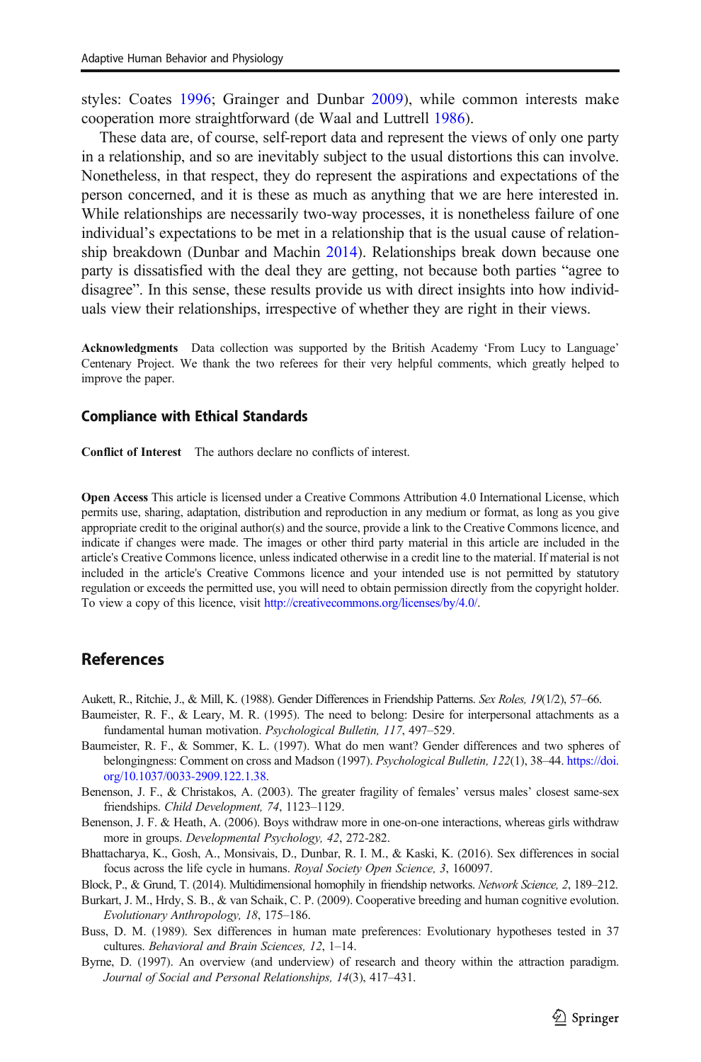styles: Coates 1996; Grainger and Dunbar 2009), while common interests make cooperation more straightforward (de Waal and Luttrell 1986).

These data are, of course, self-report data and represent the views of only one party in a relationship, and so are inevitably subject to the usual distortions this can involve. Nonetheless, in that respect, they do represent the aspirations and expectations of the person concerned, and it is these as much as anything that we are here interested in. While relationships are necessarily two-way processes, it is nonetheless failure of one individual's expectations to be met in a relationship that is the usual cause of relationship breakdown (Dunbar and Machin 2014). Relationships break down because one party is dissatisfied with the deal they are getting, not because both parties "agree to disagree". In this sense, these results provide us with direct insights into how individuals view their relationships, irrespective of whether they are right in their views.

**Acknowledgments** Data collection was supported by the British Academy 'From Lucy to Language' Centenary Project. We thank the two referees for their very helpful comments, which greatly helped to improve the paper.

## Compliance with Ethical Standards

**Conflict of Interest** The authors declare no conflicts of interest.

**Open Access** This article is licensed under a Creative Commons Attribution 4.0 International License, which permits use, sharing, adaptation, distribution and reproduction in any medium or format, as long as you give appropriate credit to the original author(s) and the source, provide a link to the Creative Commons licence, and indicate if changes were made. The images or other third party material in this article are included in the article's Creative Commons licence, unless indicated otherwise in a credit line to the material. If material is not included in the article's Creative Commons licence and your intended use is not permitted by statutory regulation or exceeds the permitted use, you will need to obtain permission directly from the copyright holder. To view a copy of this licence, visit http://creativecommons.org/licenses/by/4.0/.

## References

Aukett, R., Ritchie, J., & Mill, K. (1988). Gender Differences in Friendship Patterns. *Sex Roles, 19*(1/2), 57–66.

Baumeister, R. F., & Leary, M. R. (1995). The need to belong: Desire for interpersonal attachments as a fundamental human motivation. *Psychological Bulletin, 117*, 497–529.

Baumeister, R. F., & Sommer, K. L. (1997). What do men want? Gender differences and two spheres of belongingness: Comment on cross and Madson (1997). *Psychological Bulletin, 122*(1), 38–44. https://doi.org/10.1037/0033-2909.122.1.38.

Benenson, J. F., & Christakos, A. (2003). The greater fragility of females' versus males' closest same-sex friendships. *Child Development, 74*, 1123–1129.

Benenson, J. F. & Heath, A. (2006). Boys withdraw more in one-on-one interactions, whereas girls withdraw more in groups. *Developmental Psychology, 42*, 272-282.

Bhattacharya, K., Gosh, A., Monsivais, D., Dunbar, R. I. M., & Kaski, K. (2016). Sex differences in social focus across the life cycle in humans. *Royal Society Open Science, 3*, 160097.

Block, P., & Grund, T. (2014). Multidimensional homophily in friendship networks. *Network Science, 2*, 189–212.

Burkart, J. M., Hrdy, S. B., & van Schaik, C. P. (2009). Cooperative breeding and human cognitive evolution. *Evolutionary Anthropology, 18*, 175–186.

Buss, D. M. (1989). Sex differences in human mate preferences: Evolutionary hypotheses tested in 37 cultures. *Behavioral and Brain Sciences, 12*, 1–14.

Byrne, D. (1997). An overview (and underview) of research and theory within the attraction paradigm. *Journal of Social and Personal Relationships, 14*(3), 417–431.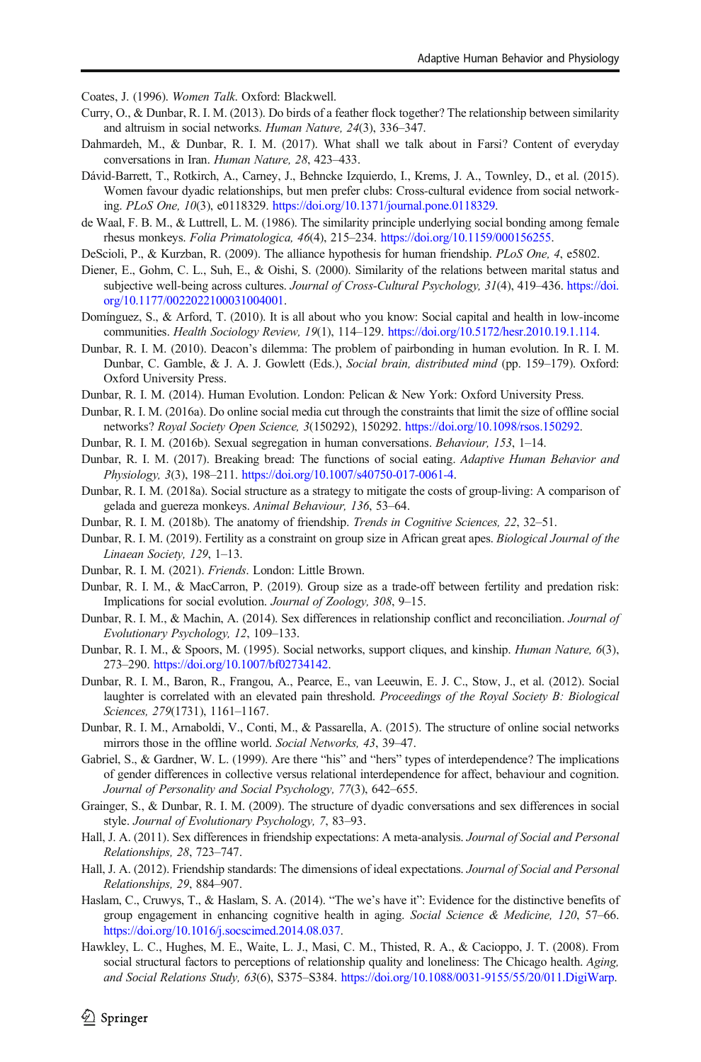Coates, J. (1996). *Women Talk*. Oxford: Blackwell.

Curry, O., & Dunbar, R. I. M. (2013). Do birds of a feather flock together? The relationship between similarity and altruism in social networks. *Human Nature, 24*(3), 336–347.

Dahmardeh, M., & Dunbar, R. I. M. (2017). What shall we talk about in Farsi? Content of everyday conversations in Iran. *Human Nature, 28*, 423–433.

Dávid-Barrett, T., Rotkirch, A., Carney, J., Behncke Izquierdo, I., Krems, J. A., Townley, D., et al. (2015). Women favour dyadic relationships, but men prefer clubs: Cross-cultural evidence from social networking. *PLoS One, 10*(3), e0118329. https://doi.org/10.1371/journal.pone.0118329.

de Waal, F. B. M., & Luttrell, L. M. (1986). The similarity principle underlying social bonding among female rhesus monkeys. *Folia Primatologica, 46*(4), 215–234. https://doi.org/10.1159/000156255.

DeScioli, P., & Kurzban, R. (2009). The alliance hypothesis for human friendship. *PLoS One, 4*, e5802.

Diener, E., Gohm, C. L., Suh, E., & Oishi, S. (2000). Similarity of the relations between marital status and subjective well-being across cultures. *Journal of Cross-Cultural Psychology, 31*(4), 419–436. https://doi.org/10.1177/0022022100031004001.

Domínguez, S., & Arford, T. (2010). It is all about who you know: Social capital and health in low-income communities. *Health Sociology Review, 19*(1), 114–129. https://doi.org/10.5172/hesr.2010.19.1.114.

Dunbar, R. I. M. (2010). Deacon's dilemma: The problem of pairbonding in human evolution. In R. I. M. Dunbar, C. Gamble, & J. A. J. Gowlett (Eds.), *Social brain, distributed mind* (pp. 159–179). Oxford: Oxford University Press.

Dunbar, R. I. M. (2014). Human Evolution. London: Pelican & New York: Oxford University Press.

Dunbar, R. I. M. (2016a). Do online social media cut through the constraints that limit the size of offline social networks? *Royal Society Open Science, 3*(150292), 150292. https://doi.org/10.1098/rsos.150292.

Dunbar, R. I. M. (2016b). Sexual segregation in human conversations. *Behaviour, 153*, 1–14.

Dunbar, R. I. M. (2017). Breaking bread: The functions of social eating. *Adaptive Human Behavior and Physiology, 3*(3), 198–211. https://doi.org/10.1007/s40750-017-0061-4.

Dunbar, R. I. M. (2018a). Social structure as a strategy to mitigate the costs of group-living: A comparison of gelada and guereza monkeys. *Animal Behaviour, 136*, 53–64.

Dunbar, R. I. M. (2018b). The anatomy of friendship. *Trends in Cognitive Sciences, 22*, 32–51.

Dunbar, R. I. M. (2019). Fertility as a constraint on group size in African great apes. *Biological Journal of the Linaean Society, 129*, 1–13.

Dunbar, R. I. M. (2021). *Friends*. London: Little Brown.

Dunbar, R. I. M., & MacCarron, P. (2019). Group size as a trade-off between fertility and predation risk: Implications for social evolution. *Journal of Zoology, 308*, 9–15.

Dunbar, R. I. M., & Machin, A. (2014). Sex differences in relationship conflict and reconciliation. *Journal of Evolutionary Psychology, 12*, 109–133.

Dunbar, R. I. M., & Spoors, M. (1995). Social networks, support cliques, and kinship. *Human Nature, 6*(3), 273–290. https://doi.org/10.1007/bf02734142.

Dunbar, R. I. M., Baron, R., Frangou, A., Pearce, E., van Leeuwin, E. J. C., Stow, J., et al. (2012). Social laughter is correlated with an elevated pain threshold. *Proceedings of the Royal Society B: Biological Sciences, 279*(1731), 1161–1167.

Dunbar, R. I. M., Arnaboldi, V., Conti, M., & Passarella, A. (2015). The structure of online social networks mirrors those in the offline world. *Social Networks, 43*, 39–47.

Gabriel, S., & Gardner, W. L. (1999). Are there "his" and "hers" types of interdependence? The implications of gender differences in collective versus relational interdependence for affect, behaviour and cognition. *Journal of Personality and Social Psychology, 77*(3), 642–655.

Grainger, S., & Dunbar, R. I. M. (2009). The structure of dyadic conversations and sex differences in social style. *Journal of Evolutionary Psychology, 7*, 83–93.

Hall, J. A. (2011). Sex differences in friendship expectations: A meta-analysis. *Journal of Social and Personal Relationships, 28*, 723–747.

Hall, J. A. (2012). Friendship standards: The dimensions of ideal expectations. *Journal of Social and Personal Relationships, 29*, 884–907.

Haslam, C., Cruwys, T., & Haslam, S. A. (2014). "The we's have it": Evidence for the distinctive benefits of group engagement in enhancing cognitive health in aging. *Social Science & Medicine, 120*, 57–66. https://doi.org/10.1016/j.socscimed.2014.08.037.

Hawkley, L. C., Hughes, M. E., Waite, L. J., Masi, C. M., Thisted, R. A., & Cacioppo, J. T. (2008). From social structural factors to perceptions of relationship quality and loneliness: The Chicago health. *Aging, and Social Relations Study, 63*(6), S375–S384. https://doi.org/10.1088/0031-9155/55/20/011.DigiWarp.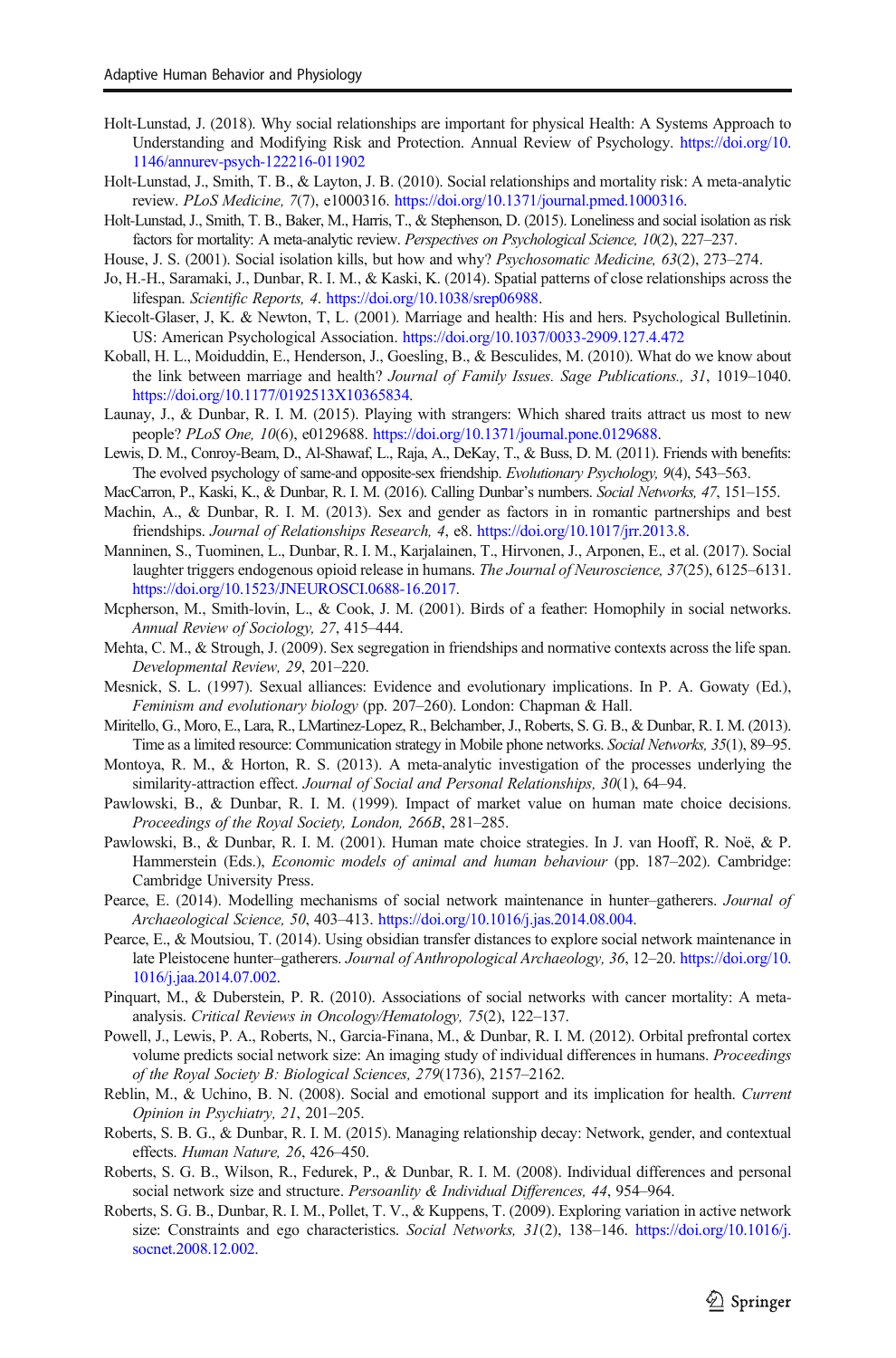Holt-Lunstad, J. (2018). Why social relationships are important for physical Health: A Systems Approach to Understanding and Modifying Risk and Protection. *Annual Review of Psychology.* https://doi.org/10.1146/annurev-psych-122216-011902

Holt-Lunstad, J., Smith, T. B., & Layton, J. B. (2010). Social relationships and mortality risk: A meta-analytic review. *PLoS Medicine, 7*(7), e1000316. https://doi.org/10.1371/journal.pmed.1000316.

Holt-Lunstad, J., Smith, T. B., Baker, M., Harris, T., & Stephenson, D. (2015). Loneliness and social isolation as risk factors for mortality: A meta-analytic review. *Perspectives on Psychological Science, 10*(2), 227–237.

House, J. S. (2001). Social isolation kills, but how and why? *Psychosomatic Medicine, 63*(2), 273–274.

Jo, H.-H., Saramaki, J., Dunbar, R. I. M., & Kaski, K. (2014). Spatial patterns of close relationships across the lifespan. *Scientific Reports, 4*. https://doi.org/10.1038/srep06988.

Kiecolt-Glaser, J, K. & Newton, T, L. (2001). Marriage and health: His and hers. Psychological Bulletinin. US: American Psychological Association. https://doi.org/10.1037/0033-2909.127.4.472

Koball, H. L., Moiduddin, E., Henderson, J., Goesling, B., & Besculides, M. (2010). What do we know about the link between marriage and health? *Journal of Family Issues. Sage Publications., 31*, 1019–1040. https://doi.org/10.1177/0192513X10365834.

Launay, J., & Dunbar, R. I. M. (2015). Playing with strangers: Which shared traits attract us most to new people? *PLoS One, 10*(6), e0129688. https://doi.org/10.1371/journal.pone.0129688.

Lewis, D. M., Conroy-Beam, D., Al-Shawaf, L., Raja, A., DeKay, T., & Buss, D. M. (2011). Friends with benefits: The evolved psychology of same-and opposite-sex friendship. *Evolutionary Psychology, 9*(4), 543–563.

MacCarron, P., Kaski, K., & Dunbar, R. I. M. (2016). Calling Dunbar's numbers. *Social Networks, 47*, 151–155.

Machin, A., & Dunbar, R. I. M. (2013). Sex and gender as factors in in romantic partnerships and best friendships. *Journal of Relationships Research, 4*, e8. https://doi.org/10.1017/jrr.2013.8.

Manninen, S., Tuominen, L., Dunbar, R. I. M., Karjalainen, T., Hirvonen, J., Arponen, E., et al. (2017). Social laughter triggers endogenous opioid release in humans. *The Journal of Neuroscience, 37*(25), 6125–6131. https://doi.org/10.1523/JNEUROSCI.0688-16.2017.

Mcpherson, M., Smith-lovin, L., & Cook, J. M. (2001). Birds of a feather: Homophily in social networks. *Annual Review of Sociology, 27*, 415–444.

Mehta, C. M., & Strough, J. (2009). Sex segregation in friendships and normative contexts across the life span. *Developmental Review, 29*, 201–220.

Mesnick, S. L. (1997). Sexual alliances: Evidence and evolutionary implications. In P. A. Gowaty (Ed.), *Feminism and evolutionary biology* (pp. 207–260). London: Chapman & Hall.

Miritello, G., Moro, E., Lara, R., LMartinez-Lopez, R., Belchamber, J., Roberts, S. G. B., & Dunbar, R. I. M. (2013). Time as a limited resource: Communication strategy in Mobile phone networks. *Social Networks, 35*(1), 89–95.

Montoya, R. M., & Horton, R. S. (2013). A meta-analytic investigation of the processes underlying the similarity-attraction effect. *Journal of Social and Personal Relationships, 30*(1), 64–94.

Pawlowski, B., & Dunbar, R. I. M. (1999). Impact of market value on human mate choice decisions. *Proceedings of the Royal Society, London, 266B*, 281–285.

Pawlowski, B., & Dunbar, R. I. M. (2001). Human mate choice strategies. In J. van Hooff, R. Noë, & P. Hammerstein (Eds.), *Economic models of animal and human behaviour* (pp. 187–202). Cambridge: Cambridge University Press.

Pearce, E. (2014). Modelling mechanisms of social network maintenance in hunter–gatherers. *Journal of Archaeological Science, 50*, 403–413. https://doi.org/10.1016/j.jas.2014.08.004.

Pearce, E., & Moutsiou, T. (2014). Using obsidian transfer distances to explore social network maintenance in late Pleistocene hunter–gatherers. *Journal of Anthropological Archaeology, 36*, 12–20. https://doi.org/10.1016/j.jaa.2014.07.002.

Pinquart, M., & Duberstein, P. R. (2010). Associations of social networks with cancer mortality: A meta-analysis. *Critical Reviews in Oncology/Hematology, 75*(2), 122–137.

Powell, J., Lewis, P. A., Roberts, N., Garcia-Finana, M., & Dunbar, R. I. M. (2012). Orbital prefrontal cortex volume predicts social network size: An imaging study of individual differences in humans. *Proceedings of the Royal Society B: Biological Sciences, 279*(1736), 2157–2162.

Reblin, M., & Uchino, B. N. (2008). Social and emotional support and its implication for health. *Current Opinion in Psychiatry, 21*, 201–205.

Roberts, S. B. G., & Dunbar, R. I. M. (2015). Managing relationship decay: Network, gender, and contextual effects. *Human Nature, 26*, 426–450.

Roberts, S. G. B., Wilson, R., Fedurek, P., & Dunbar, R. I. M. (2008). Individual differences and personal social network size and structure. *Persoanlity & Individual Differences, 44*, 954–964.

Roberts, S. G. B., Dunbar, R. I. M., Pollet, T. V., & Kuppens, T. (2009). Exploring variation in active network size: Constraints and ego characteristics. *Social Networks, 31*(2), 138–146. https://doi.org/10.1016/j.socnet.2008.12.002.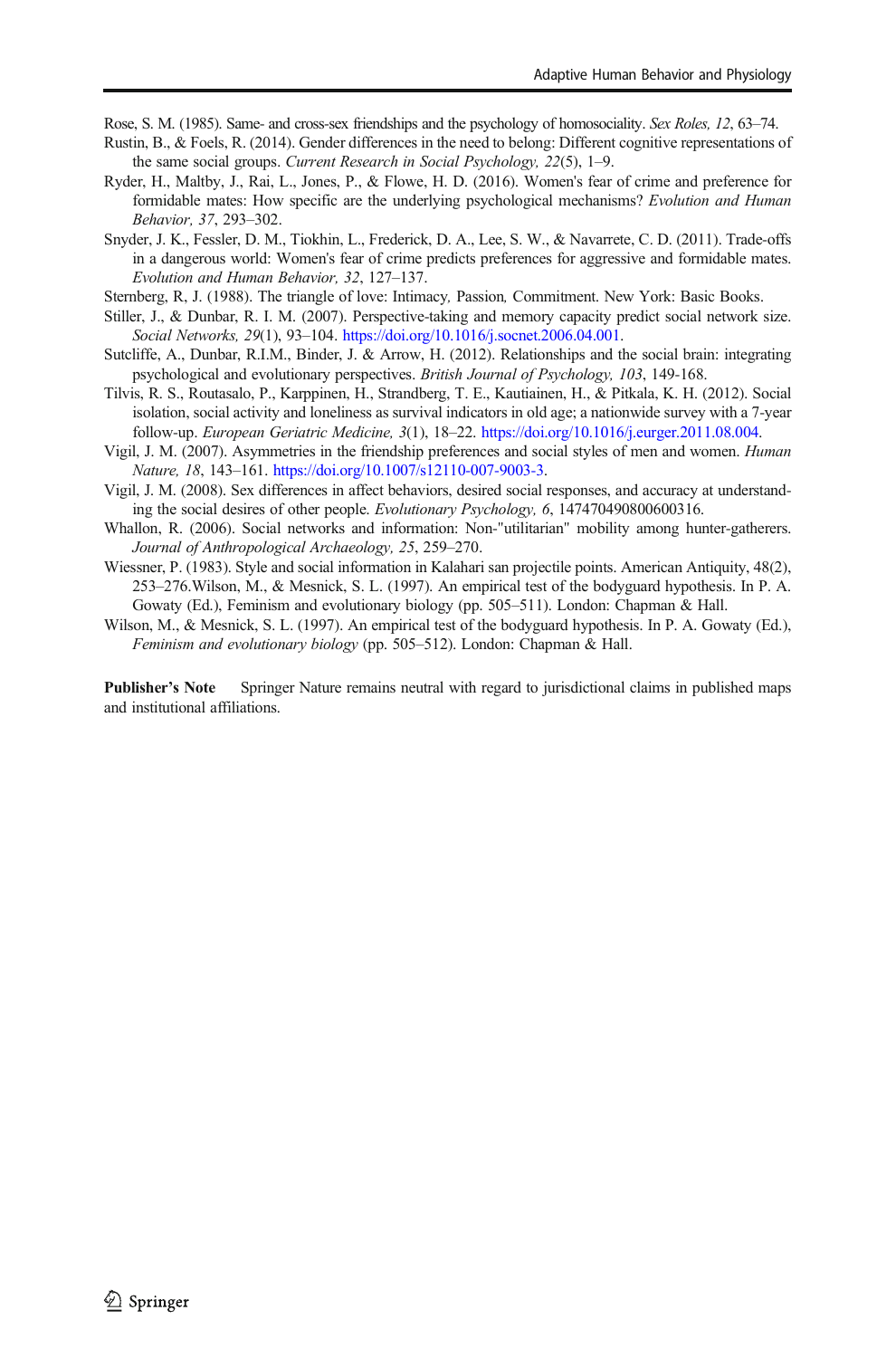Rose, S. M. (1985). Same- and cross-sex friendships and the psychology of homosociality. *Sex Roles, 12*, 63–74.

Rustin, B., & Foels, R. (2014). Gender differences in the need to belong: Different cognitive representations of the same social groups. *Current Research in Social Psychology, 22*(5), 1–9.

Ryder, H., Maltby, J., Rai, L., Jones, P., & Flowe, H. D. (2016). Women's fear of crime and preference for formidable mates: How specific are the underlying psychological mechanisms? *Evolution and Human Behavior, 37*, 293–302.

Snyder, J. K., Fessler, D. M., Tiokhin, L., Frederick, D. A., Lee, S. W., & Navarrete, C. D. (2011). Trade-offs in a dangerous world: Women's fear of crime predicts preferences for aggressive and formidable mates. *Evolution and Human Behavior, 32*, 127–137.

Sternberg, R, J. (1988). The triangle of love: Intimacy*,* Passion*,* Commitment. New York: Basic Books.

Stiller, J., & Dunbar, R. I. M. (2007). Perspective-taking and memory capacity predict social network size. *Social Networks, 29*(1), 93–104. https://doi.org/10.1016/j.socnet.2006.04.001.

Sutcliffe, A., Dunbar, R.I.M., Binder, J. & Arrow, H. (2012). Relationships and the social brain: integrating psychological and evolutionary perspectives. *British Journal of Psychology, 103*, 149-168.

Tilvis, R. S., Routasalo, P., Karppinen, H., Strandberg, T. E., Kautiainen, H., & Pitkala, K. H. (2012). Social isolation, social activity and loneliness as survival indicators in old age; a nationwide survey with a 7-year follow-up. *European Geriatric Medicine, 3*(1), 18–22. https://doi.org/10.1016/j.eurger.2011.08.004.

Vigil, J. M. (2007). Asymmetries in the friendship preferences and social styles of men and women. *Human Nature, 18*, 143–161. https://doi.org/10.1007/s12110-007-9003-3.

Vigil, J. M. (2008). Sex differences in affect behaviors, desired social responses, and accuracy at understanding the social desires of other people. *Evolutionary Psychology, 6*, 147470490800600316.

Whallon, R. (2006). Social networks and information: Non-"utilitarian" mobility among hunter-gatherers. *Journal of Anthropological Archaeology, 25*, 259–270.

Wiessner, P. (1983). Style and social information in Kalahari san projectile points. American Antiquity, 48(2), 253–276.Wilson, M., & Mesnick, S. L. (1997). An empirical test of the bodyguard hypothesis. In P. A. Gowaty (Ed.), Feminism and evolutionary biology (pp. 505–511). London: Chapman & Hall.

Wilson, M., & Mesnick, S. L. (1997). An empirical test of the bodyguard hypothesis. In P. A. Gowaty (Ed.), *Feminism and evolutionary biology* (pp. 505–512). London: Chapman & Hall.

**Publisher's Note** Springer Nature remains neutral with regard to jurisdictional claims in published maps and institutional affiliations.